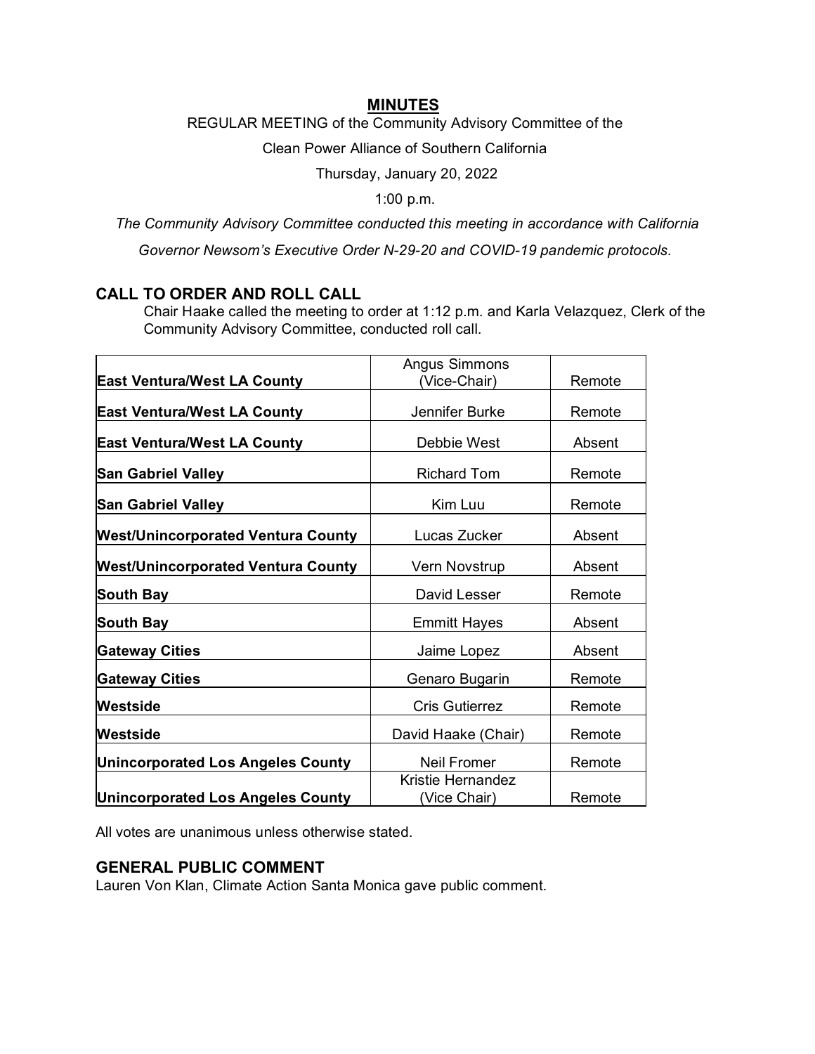# MINUTES

REGULAR MEETING of the Community Advisory Committee of the

Clean Power Alliance of Southern California

Thursday, January 20, 2022

1:00 p.m.

*The Community Advisory Committee conducted this meeting in accordance with California Governor Newsom's Executive Order N-29-20 and COVID-19 pandemic protocols.*

## CALL TO ORDER AND ROLL CALL

Chair Haake called the meeting to order at 1:12 p.m. and Karla Velazquez, Clerk of the Community Advisory Committee, conducted roll call.

| Region | Member | Attendance |
|---|---|---|
| **East Ventura/West LA County** | Angus Simmons (Vice-Chair) | Remote |
| **East Ventura/West LA County** | Jennifer Burke | Remote |
| **East Ventura/West LA County** | Debbie West | Absent |
| **San Gabriel Valley** | Richard Tom | Remote |
| **San Gabriel Valley** | Kim Luu | Remote |
| **West/Unincorporated Ventura County** | Lucas Zucker | Absent |
| **West/Unincorporated Ventura County** | Vern Novstrup | Absent |
| **South Bay** | David Lesser | Remote |
| **South Bay** | Emmitt Hayes | Absent |
| **Gateway Cities** | Jaime Lopez | Absent |
| **Gateway Cities** | Genaro Bugarin | Remote |
| **Westside** | Cris Gutierrez | Remote |
| **Westside** | David Haake (Chair) | Remote |
| **Unincorporated Los Angeles County** | Neil Fromer | Remote |
| **Unincorporated Los Angeles County** | Kristie Hernandez (Vice Chair) | Remote |

All votes are unanimous unless otherwise stated.

## GENERAL PUBLIC COMMENT

Lauren Von Klan, Climate Action Santa Monica gave public comment.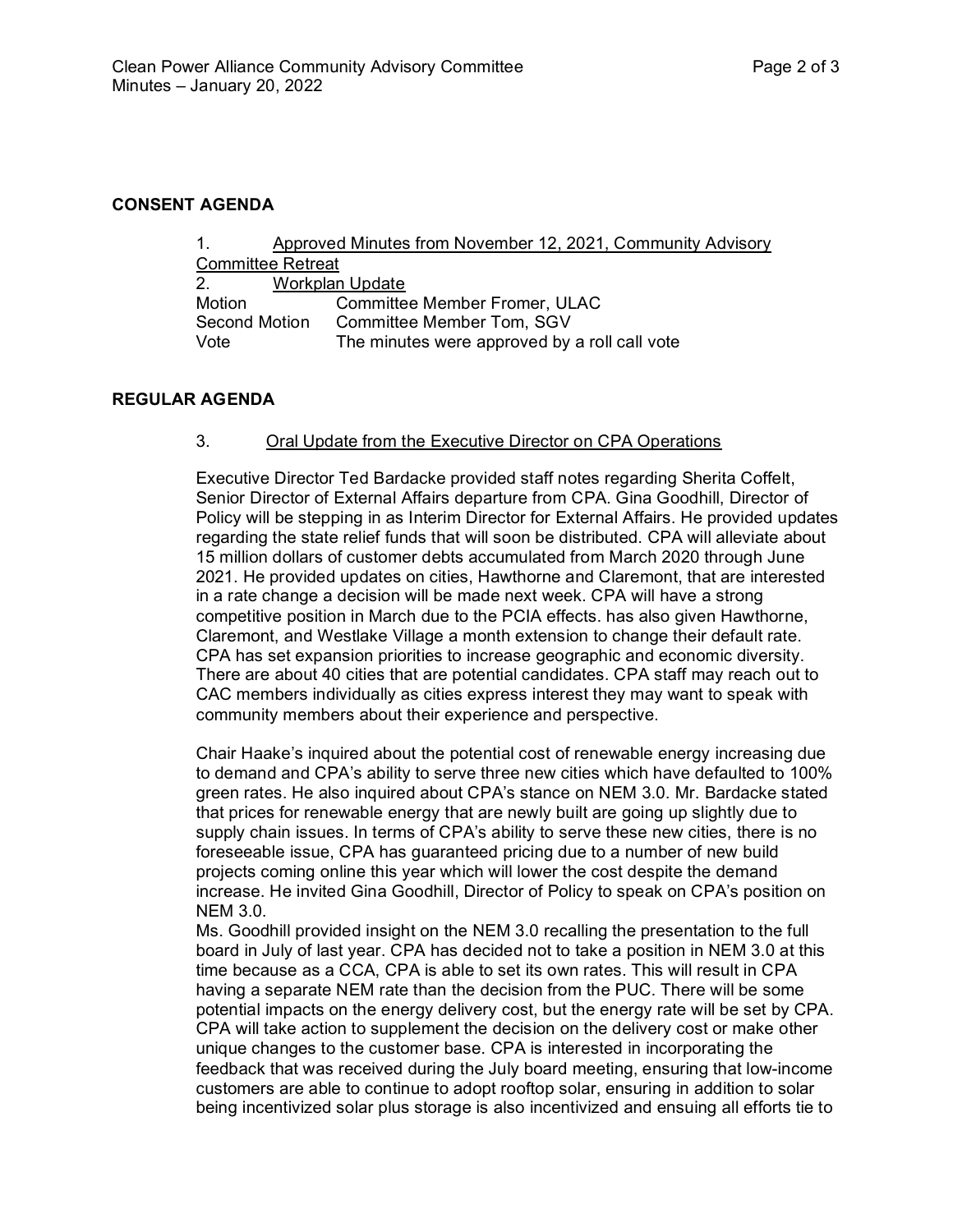## CONSENT AGENDA

1. Approved Minutes from November 12, 2021, Community Advisory Committee Retreat
2. Workplan Update

| | |
|---|---|
| Motion | Committee Member Fromer, ULAC |
| Second Motion | Committee Member Tom, SGV |
| Vote | The minutes were approved by a roll call vote |

## REGULAR AGENDA

3. Oral Update from the Executive Director on CPA Operations

Executive Director Ted Bardacke provided staff notes regarding Sherita Coffelt, Senior Director of External Affairs departure from CPA. Gina Goodhill, Director of Policy will be stepping in as Interim Director for External Affairs. He provided updates regarding the state relief funds that will soon be distributed. CPA will alleviate about 15 million dollars of customer debts accumulated from March 2020 through June 2021. He provided updates on cities, Hawthorne and Claremont, that are interested in a rate change a decision will be made next week. CPA will have a strong competitive position in March due to the PCIA effects. has also given Hawthorne, Claremont, and Westlake Village a month extension to change their default rate. CPA has set expansion priorities to increase geographic and economic diversity. There are about 40 cities that are potential candidates. CPA staff may reach out to CAC members individually as cities express interest they may want to speak with community members about their experience and perspective.

Chair Haake's inquired about the potential cost of renewable energy increasing due to demand and CPA's ability to serve three new cities which have defaulted to 100% green rates. He also inquired about CPA's stance on NEM 3.0. Mr. Bardacke stated that prices for renewable energy that are newly built are going up slightly due to supply chain issues. In terms of CPA's ability to serve these new cities, there is no foreseeable issue, CPA has guaranteed pricing due to a number of new build projects coming online this year which will lower the cost despite the demand increase. He invited Gina Goodhill, Director of Policy to speak on CPA's position on NEM 3.0.
Ms. Goodhill provided insight on the NEM 3.0 recalling the presentation to the full board in July of last year. CPA has decided not to take a position in NEM 3.0 at this time because as a CCA, CPA is able to set its own rates. This will result in CPA having a separate NEM rate than the decision from the PUC. There will be some potential impacts on the energy delivery cost, but the energy rate will be set by CPA. CPA will take action to supplement the decision on the delivery cost or make other unique changes to the customer base. CPA is interested in incorporating the feedback that was received during the July board meeting, ensuring that low-income customers are able to continue to adopt rooftop solar, ensuring in addition to solar being incentivized solar plus storage is also incentivized and ensuing all efforts tie to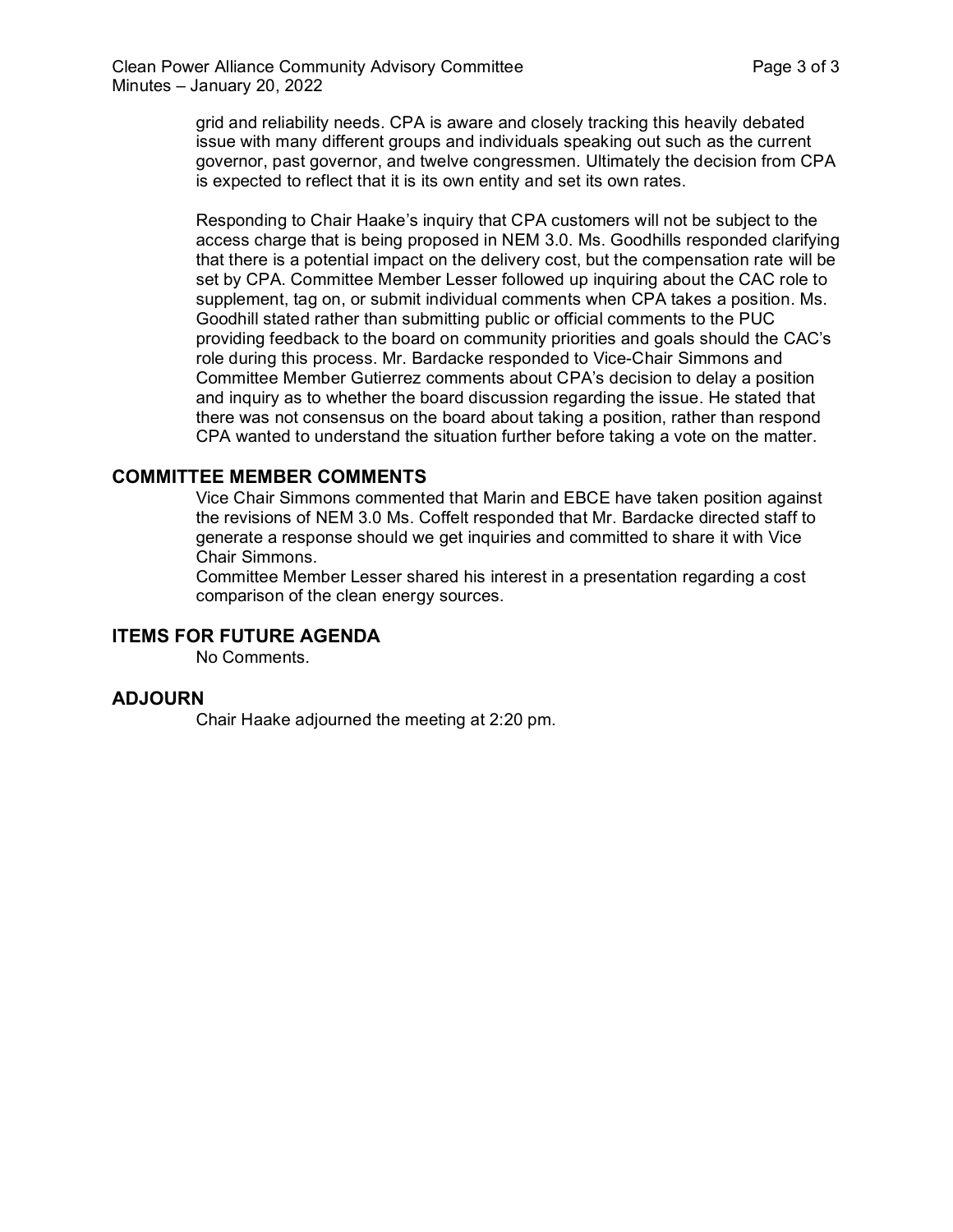grid and reliability needs. CPA is aware and closely tracking this heavily debated issue with many different groups and individuals speaking out such as the current governor, past governor, and twelve congressmen. Ultimately the decision from CPA is expected to reflect that it is its own entity and set its own rates.

Responding to Chair Haake's inquiry that CPA customers will not be subject to the access charge that is being proposed in NEM 3.0. Ms. Goodhills responded clarifying that there is a potential impact on the delivery cost, but the compensation rate will be set by CPA. Committee Member Lesser followed up inquiring about the CAC role to supplement, tag on, or submit individual comments when CPA takes a position. Ms. Goodhill stated rather than submitting public or official comments to the PUC providing feedback to the board on community priorities and goals should the CAC's role during this process. Mr. Bardacke responded to Vice-Chair Simmons and Committee Member Gutierrez comments about CPA's decision to delay a position and inquiry as to whether the board discussion regarding the issue. He stated that there was not consensus on the board about taking a position, rather than respond CPA wanted to understand the situation further before taking a vote on the matter.

## COMMITTEE MEMBER COMMENTS

Vice Chair Simmons commented that Marin and EBCE have taken position against the revisions of NEM 3.0 Ms. Coffelt responded that Mr. Bardacke directed staff to generate a response should we get inquiries and committed to share it with Vice Chair Simmons.

Committee Member Lesser shared his interest in a presentation regarding a cost comparison of the clean energy sources.

## ITEMS FOR FUTURE AGENDA

No Comments.

## ADJOURN

Chair Haake adjourned the meeting at 2:20 pm.